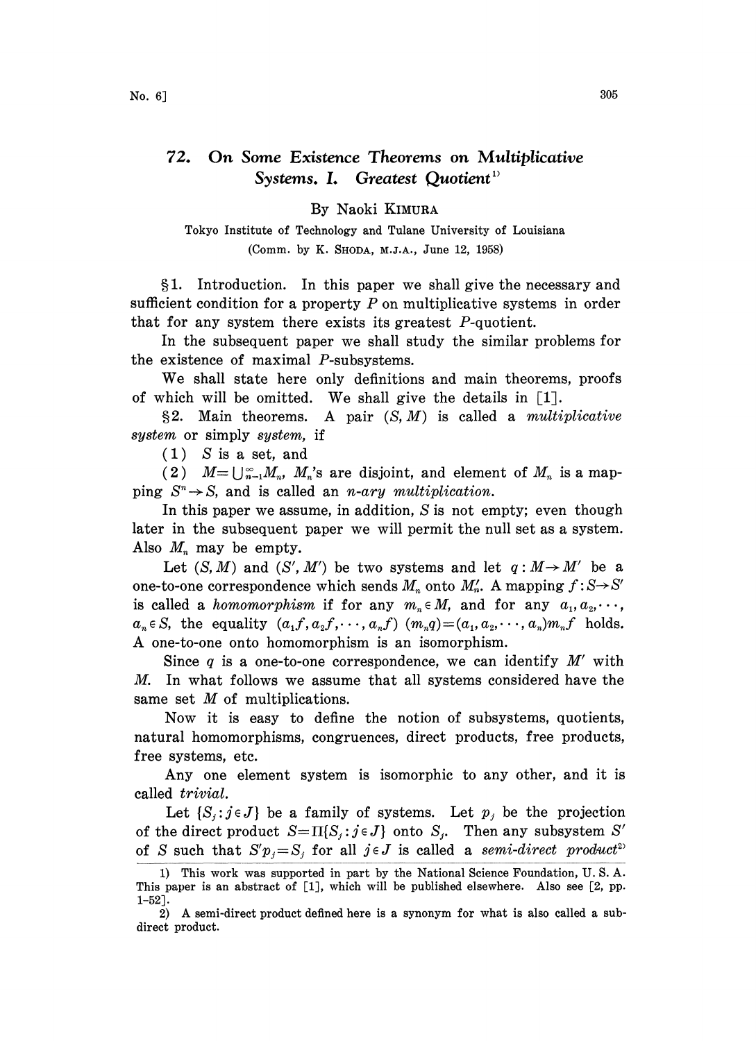# 72. On Some Existence Theorems on Multiplicative Systems. I. Greatest Quotient[1]

By Naoki KIMURA

Tokyo Institute of Technology and Tulane University of Louisiana

(Comm. by K. SHODA, M.J.A., June 12, 1958)

§1. Introduction. In this paper we shall give the necessary and sufficient condition for a property $P$ on multiplicative systems in order that for any system there exists its greatest $P$-quotient.

In the subsequent paper we shall study the similar problems for the existence of maximal $P$-subsystems.

We shall state here only definitions and main theorems, proofs of which will be omitted. We shall give the details in [1].

§2. Main theorems. A pair $(S, M)$ is called a *multiplicative system* or simply *system*, if

(1) $S$ is a set, and

(2) $M=\bigcup_{n=1}^{\infty}M_n$, $M_n$'s are disjoint, and element of $M_n$ is a mapping $S^n \rightarrow S$, and is called an *n-ary multiplication*.

In this paper we assume, in addition, $S$ is not empty; even though later in the subsequent paper we will permit the null set as a system. Also $M_n$ may be empty.

Let $(S, M)$ and $(S', M')$ be two systems and let $q: M \rightarrow M'$ be a one-to-one correspondence which sends $M_n$ onto $M'_n$. A mapping $f: S \rightarrow S'$ is called a *homomorphism* if for any $m_n \in M$, and for any $a_1, a_2, \cdots, a_n \in S$, the equality $(a_1f, a_2f, \cdots, a_nf)(m_nq)=(a_1, a_2, \cdots, a_n)m_nf$ holds. A one-to-one onto homomorphism is an isomorphism.

Since $q$ is a one-to-one correspondence, we can identify $M'$ with $M$. In what follows we assume that all systems considered have the same set $M$ of multiplications.

Now it is easy to define the notion of subsystems, quotients, natural homomorphisms, congruences, direct products, free products, free systems, etc.

Any one element system is isomorphic to any other, and it is called *trivial*.

Let $\{S_j : j \in J\}$ be a family of systems. Let $p_j$ be the projection of the direct product $S=\Pi\{S_j : j \in J\}$ onto $S_j$. Then any subsystem $S'$ of $S$ such that $S'p_j=S_j$ for all $j \in J$ is called a *semi-direct product*[2]

---

1) This work was supported in part by the National Science Foundation, U. S. A. This paper is an abstract of [1], which will be published elsewhere. Also see [2, pp. 1–52].

2) A semi-direct product defined here is a synonym for what is also called a subdirect product.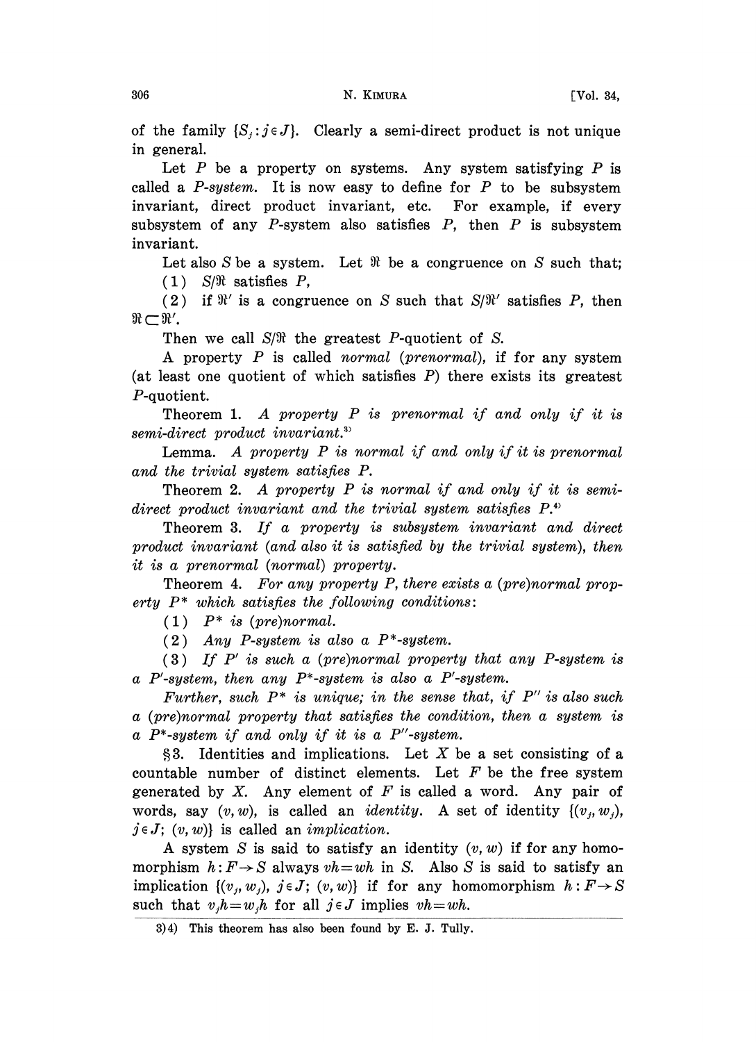of the family $\{S_j : j \in J\}$. Clearly a semi-direct product is not unique in general.

Let $P$ be a property on systems. Any system satisfying $P$ is called a *P-system*. It is now easy to define for $P$ to be subsystem invariant, direct product invariant, etc. For example, if every subsystem of any $P$-system also satisfies $P$, then $P$ is subsystem invariant.

Let also $S$ be a system. Let $\mathfrak{R}$ be a congruence on $S$ such that;

(1) $S/\mathfrak{R}$ satisfies $P$,

(2) if $\mathfrak{R}'$ is a congruence on $S$ such that $S/\mathfrak{R}'$ satisfies $P$, then $\mathfrak{R} \subset \mathfrak{R}'$.

Then we call $S/\mathfrak{R}$ the greatest $P$-quotient of $S$.

A property $P$ is called *normal* (*prenormal*), if for any system (at least one quotient of which satisfies $P$) there exists its greatest $P$-quotient.

Theorem 1. *A property $P$ is prenormal if and only if it is semi-direct product invariant.*[3]

Lemma. *A property $P$ is normal if and only if it is prenormal and the trivial system satisfies $P$.*

Theorem 2. *A property $P$ is normal if and only if it is semi-direct product invariant and the trivial system satisfies $P$.*[4]

Theorem 3. *If a property is subsystem invariant and direct product invariant (and also it is satisfied by the trivial system), then it is a prenormal (normal) property.*

Theorem 4. *For any property $P$, there exists a (pre)normal property $P^*$ which satisfies the following conditions:*

(1) *$P^*$ is (pre)normal.*

(2) *Any $P$-system is also a $P^*$-system.*

(3) *If $P'$ is such a (pre)normal property that any $P$-system is a $P'$-system, then any $P^*$-system is also a $P'$-system.*

*Further, such $P^*$ is unique; in the sense that, if $P''$ is also such a (pre)normal property that satisfies the condition, then a system is a $P^*$-system if and only if it is a $P''$-system.*

§3. Identities and implications. Let $X$ be a set consisting of a countable number of distinct elements. Let $F$ be the free system generated by $X$. Any element of $F$ is called a word. Any pair of words, say $(v, w)$, is called an *identity*. A set of identity $\{(v_j, w_j), j \in J;\ (v, w)\}$ is called an *implication*.

A system $S$ is said to satisfy an identity $(v, w)$ if for any homomorphism $h: F \to S$ always $vh = wh$ in $S$. Also $S$ is said to satisfy an implication $\{(v_j, w_j), j \in J;\ (v, w)\}$ if for any homomorphism $h: F \to S$ such that $v_j h = w_j h$ for all $j \in J$ implies $vh = wh$.

---

3)4) This theorem has also been found by E. J. Tully.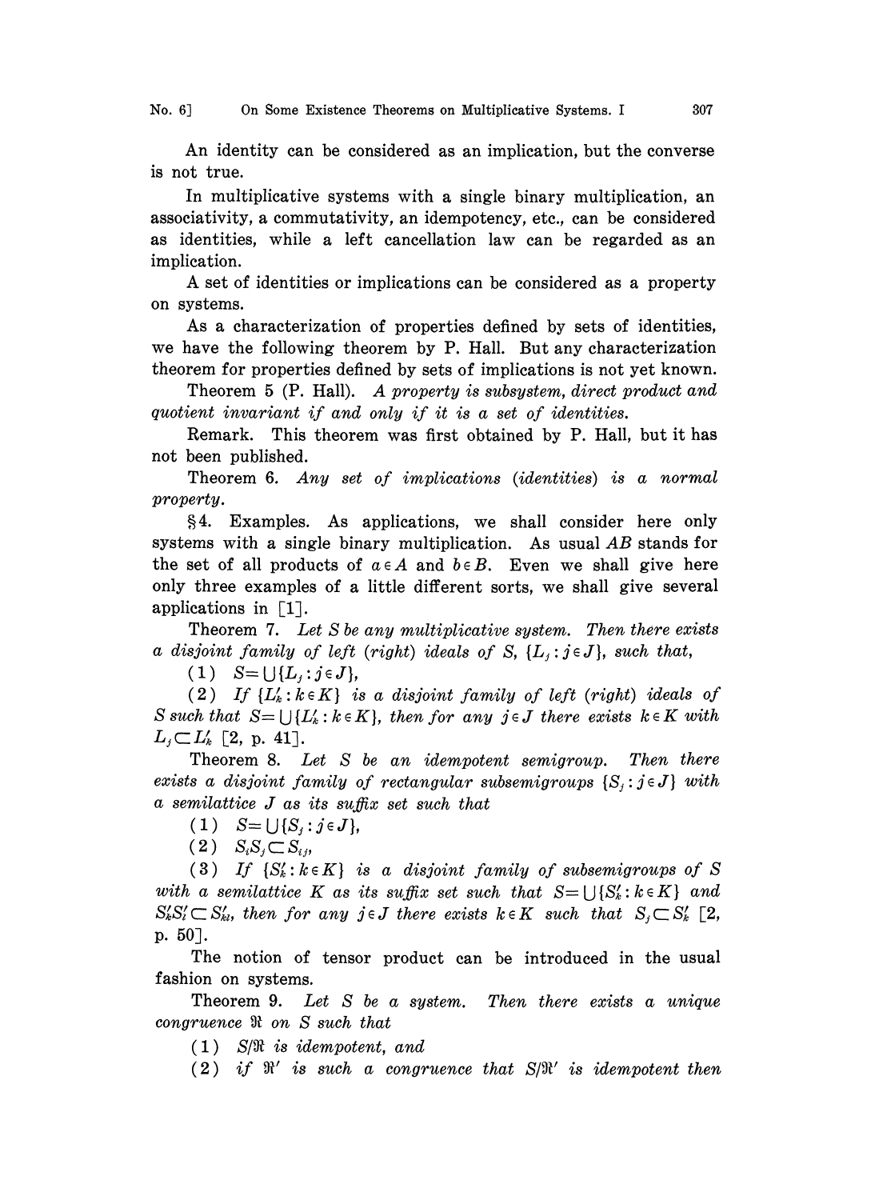An identity can be considered as an implication, but the converse is not true.

In multiplicative systems with a single binary multiplication, an associativity, a commutativity, an idempotency, etc., can be considered as identities, while a left cancellation law can be regarded as an implication.

A set of identities or implications can be considered as a property on systems.

As a characterization of properties defined by sets of identities, we have the following theorem by P. Hall. But any characterization theorem for properties defined by sets of implications is not yet known.

Theorem 5 (P. Hall). *A property is subsystem, direct product and quotient invariant if and only if it is a set of identities.*

Remark. This theorem was first obtained by P. Hall, but it has not been published.

Theorem 6. *Any set of implications (identities) is a normal property.*

§4. Examples. As applications, we shall consider here only systems with a single binary multiplication. As usual $AB$ stands for the set of all products of $a \in A$ and $b \in B$. Even we shall give here only three examples of a little different sorts, we shall give several applications in [1].

Theorem 7. *Let $S$ be any multiplicative system. Then there exists a disjoint family of left (right) ideals of $S$, $\{L_j : j \in J\}$, such that,*

(1) $S = \bigcup \{L_j : j \in J\}$,

(2) *If $\{L'_k : k \in K\}$ is a disjoint family of left (right) ideals of $S$ such that $S = \bigcup \{L'_k : k \in K\}$, then for any $j \in J$ there exists $k \in K$ with $L_j \subset L'_k$* [2, p. 41].

Theorem 8. *Let $S$ be an idempotent semigroup. Then there exists a disjoint family of rectangular subsemigroups $\{S_j : j \in J\}$ with a semilattice $J$ as its suffix set such that*

(1) $S = \bigcup \{S_j : j \in J\}$,

(2) $S_i S_j \subset S_{ij}$,

(3) *If $\{S'_k : k \in K\}$ is a disjoint family of subsemigroups of $S$ with a semilattice $K$ as its suffix set such that $S = \bigcup \{S'_k : k \in K\}$ and $S'_k S'_l \subset S'_{kl}$, then for any $j \in J$ there exists $k \in K$ such that $S_j \subset S'_k$* [2, p. 50].

The notion of tensor product can be introduced in the usual fashion on systems.

Theorem 9. *Let $S$ be a system. Then there exists a unique congruence $\mathfrak{R}$ on $S$ such that*

(1) *$S/\mathfrak{R}$ is idempotent, and*

(2) *if $\mathfrak{R}'$ is such a congruence that $S/\mathfrak{R}'$ is idempotent then*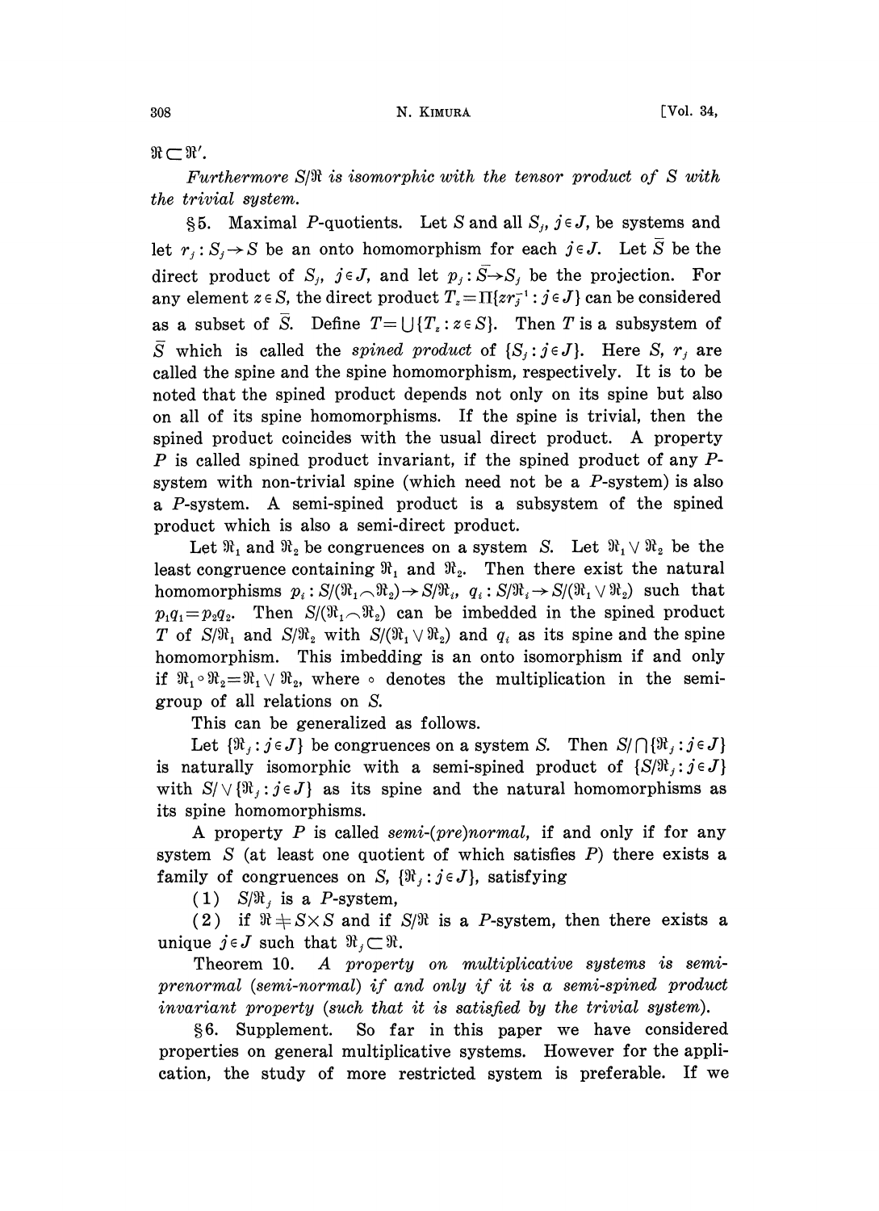$\mathfrak{R} \subset \mathfrak{R}'$.

*Furthermore $S/\mathfrak{R}$ is isomorphic with the tensor product of $S$ with the trivial system.*

§5. Maximal $P$-quotients. Let $S$ and all $S_j$, $j \in J$, be systems and let $r_j : S_j \to S$ be an onto homomorphism for each $j \in J$. Let $\bar{S}$ be the direct product of $S_j$, $j \in J$, and let $p_j : \bar{S} \to S_j$ be the projection. For any element $z \in S$, the direct product $T_z = \Pi\{zr_j^{-1} : j \in J\}$ can be considered as a subset of $\bar{S}$. Define $T = \bigcup\{T_z : z \in S\}$. Then $T$ is a subsystem of $\bar{S}$ which is called the *spined product* of $\{S_j : j \in J\}$. Here $S$, $r_j$ are called the spine and the spine homomorphism, respectively. It is to be noted that the spined product depends not only on its spine but also on all of its spine homomorphisms. If the spine is trivial, then the spined product coincides with the usual direct product. A property $P$ is called spined product invariant, if the spined product of any $P$-system with non-trivial spine (which need not be a $P$-system) is also a $P$-system. A semi-spined product is a subsystem of the spined product which is also a semi-direct product.

Let $\mathfrak{R}_1$ and $\mathfrak{R}_2$ be congruences on a system $S$. Let $\mathfrak{R}_1 \vee \mathfrak{R}_2$ be the least congruence containing $\mathfrak{R}_1$ and $\mathfrak{R}_2$. Then there exist the natural homomorphisms $p_i : S/(\mathfrak{R}_1 \frown \mathfrak{R}_2) \to S/\mathfrak{R}_i$, $q_i : S/\mathfrak{R}_i \to S/(\mathfrak{R}_1 \vee \mathfrak{R}_2)$ such that $p_1 q_1 = p_2 q_2$. Then $S/(\mathfrak{R}_1 \frown \mathfrak{R}_2)$ can be imbedded in the spined product $T$ of $S/\mathfrak{R}_1$ and $S/\mathfrak{R}_2$ with $S/(\mathfrak{R}_1 \vee \mathfrak{R}_2)$ and $q_i$ as its spine and the spine homomorphism. This imbedding is an onto isomorphism if and only if $\mathfrak{R}_1 \circ \mathfrak{R}_2 = \mathfrak{R}_1 \vee \mathfrak{R}_2$, where $\circ$ denotes the multiplication in the semigroup of all relations on $S$.

This can be generalized as follows.

Let $\{\mathfrak{R}_j : j \in J\}$ be congruences on a system $S$. Then $S/\bigcap\{\mathfrak{R}_j : j \in J\}$ is naturally isomorphic with a semi-spined product of $\{S/\mathfrak{R}_j : j \in J\}$ with $S/\vee\{\mathfrak{R}_j : j \in J\}$ as its spine and the natural homomorphisms as its spine homomorphisms.

A property $P$ is called *semi-(pre)normal*, if and only if for any system $S$ (at least one quotient of which satisfies $P$) there exists a family of congruences on $S$, $\{\mathfrak{R}_j : j \in J\}$, satisfying

(1) $S/\mathfrak{R}_j$ is a $P$-system,

(2) if $\mathfrak{R} \neq S \times S$ and if $S/\mathfrak{R}$ is a $P$-system, then there exists a unique $j \in J$ such that $\mathfrak{R}_j \subset \mathfrak{R}$.

Theorem 10. *A property on multiplicative systems is semi-prenormal (semi-normal) if and only if it is a semi-spined product invariant property (such that it is satisfied by the trivial system).*

§6. Supplement. So far in this paper we have considered properties on general multiplicative systems. However for the application, the study of more restricted system is preferable. If we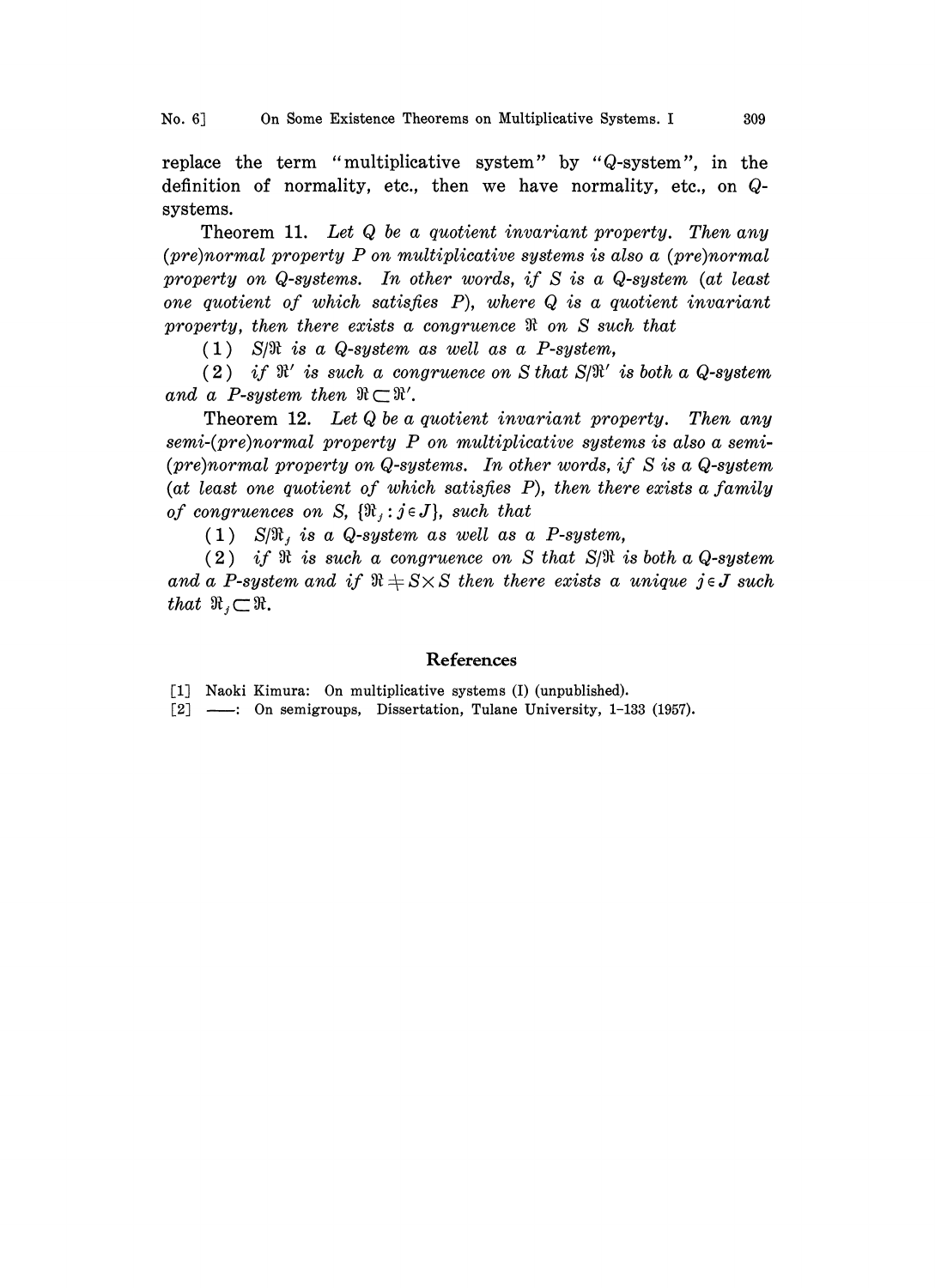replace the term "multiplicative system" by "$Q$-system", in the definition of normality, etc., then we have normality, etc., on $Q$-systems.

Theorem 11. *Let $Q$ be a quotient invariant property. Then any (pre)normal property $P$ on multiplicative systems is also a (pre)normal property on $Q$-systems. In other words, if $S$ is a $Q$-system (at least one quotient of which satisfies $P$), where $Q$ is a quotient invariant property, then there exists a congruence $\mathfrak{R}$ on $S$ such that*

(1) *$S/\mathfrak{R}$ is a $Q$-system as well as a $P$-system,*

(2) *if $\mathfrak{R}'$ is such a congruence on $S$ that $S/\mathfrak{R}'$ is both a $Q$-system and a $P$-system then $\mathfrak{R} \subset \mathfrak{R}'$.*

Theorem 12. *Let $Q$ be a quotient invariant property. Then any semi-(pre)normal property $P$ on multiplicative systems is also a semi-(pre)normal property on $Q$-systems. In other words, if $S$ is a $Q$-system (at least one quotient of which satisfies $P$), then there exists a family of congruences on $S$, $\{\mathfrak{R}_j : j \in J\}$, such that*

(1) *$S/\mathfrak{R}_j$ is a $Q$-system as well as a $P$-system,*

(2) *if $\mathfrak{R}$ is such a congruence on $S$ that $S/\mathfrak{R}$ is both a $Q$-system and a $P$-system and if $\mathfrak{R} \neq S \times S$ then there exists a unique $j \in J$ such that $\mathfrak{R}_j \subset \mathfrak{R}$.*

## References

[1] Naoki Kimura: On multiplicative systems (I) (unpublished).

[2] ——: On semigroups, Dissertation, Tulane University, 1–133 (1957).